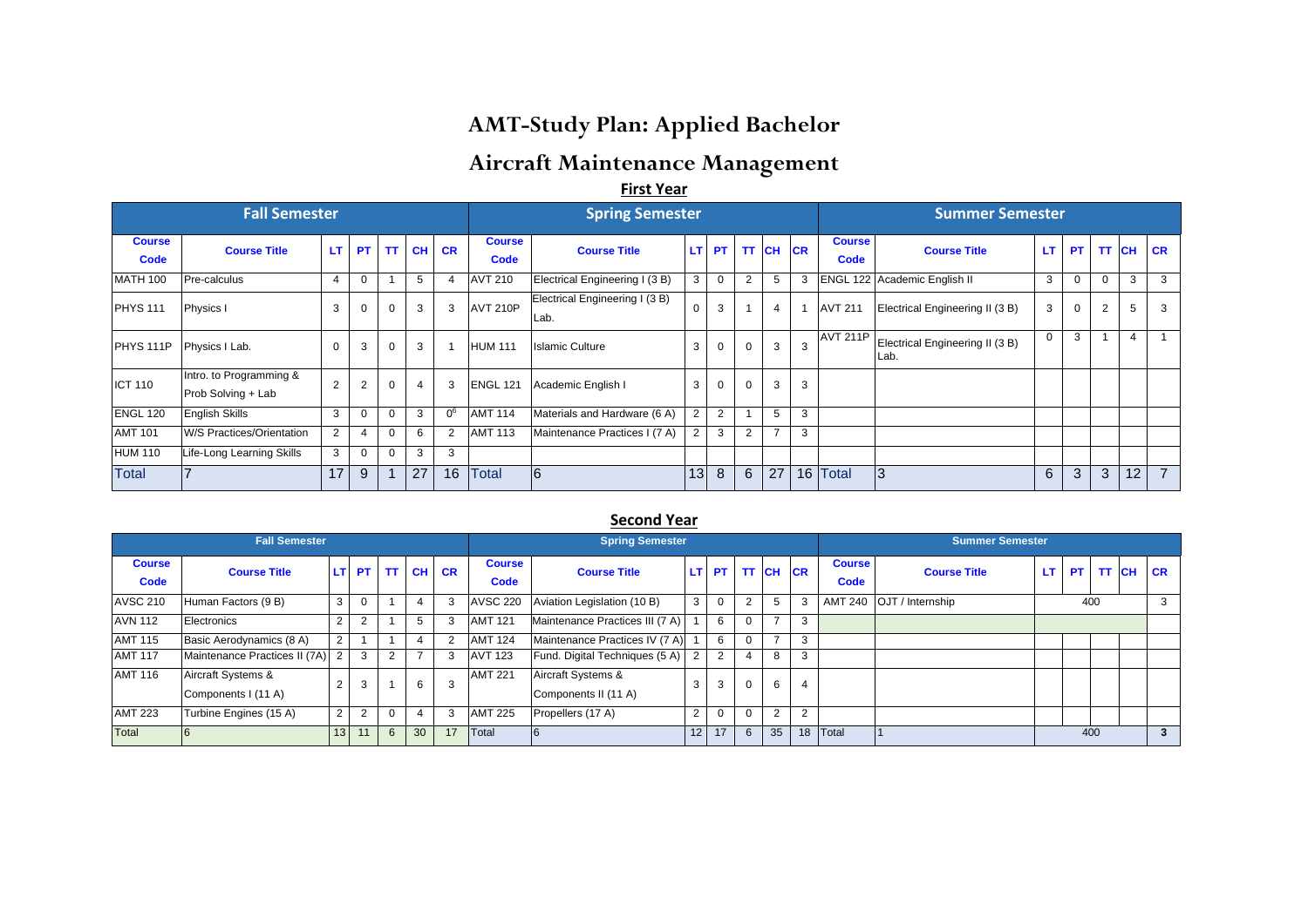# AMT-Study Plan: Applied Bachelor

# Aircraft Maintenance Management

## First Year

| Fall Semester | | | | | | | Spring Semester | | | | | | | Summer Semester | | | | | | |
|---|---|---|---|---|---|---|---|---|---|---|---|---|---|---|---|---|---|---|---|---|
| Course Code | Course Title | LT | PT | TT | CH | CR | Course Code | Course Title | LT | PT | TT | CH | CR | Course Code | Course Title | LT | PT | TT | CH | CR |
| MATH 100 | Pre-calculus | 4 | 0 | 1 | 5 | 4 | AVT 210 | Electrical Engineering I (3 B) | 3 | 0 | 2 | 5 | 3 | ENGL 122 | Academic English II | 3 | 0 | 0 | 3 | 3 |
| PHYS 111 | Physics I | 3 | 0 | 0 | 3 | 3 | AVT 210P | Electrical Engineering I (3 B) Lab. | 0 | 3 | 1 | 4 | 1 | AVT 211 | Electrical Engineering II (3 B) | 3 | 0 | 2 | 5 | 3 |
| PHYS 111P | Physics I Lab. | 0 | 3 | 0 | 3 | 1 | HUM 111 | Islamic Culture | 3 | 0 | 0 | 3 | 3 | AVT 211P | Electrical Engineering II (3 B) Lab. | 0 | 3 | 1 | 4 | 1 |
| ICT 110 | Intro. to Programming & Prob Solving + Lab | 2 | 2 | 0 | 4 | 3 | ENGL 121 | Academic English I | 3 | 0 | 0 | 3 | 3 | | | | | | | |
| ENGL 120 | English Skills | 3 | 0 | 0 | 3 | 0[6] | AMT 114 | Materials and Hardware (6 A) | 2 | 2 | 1 | 5 | 3 | | | | | | | |
| AMT 101 | W/S Practices/Orientation | 2 | 4 | 0 | 6 | 2 | AMT 113 | Maintenance Practices I (7 A) | 2 | 3 | 2 | 7 | 3 | | | | | | | |
| HUM 110 | Life-Long Learning Skills | 3 | 0 | 0 | 3 | 3 | | | | | | | | | | | | | | |
| Total | 7 | 17 | 9 | 1 | 27 | 16 | Total | 6 | 13 | 8 | 6 | 27 | 16 | Total | 3 | 6 | 3 | 3 | 12 | 7 |

## Second Year

| Fall Semester | | | | | | | Spring Semester | | | | | | | Summer Semester | | | | | | |
|---|---|---|---|---|---|---|---|---|---|---|---|---|---|---|---|---|---|---|---|---|
| Course Code | Course Title | LT | PT | TT | CH | CR | Course Code | Course Title | LT | PT | TT | CH | CR | Course Code | Course Title | LT | PT | TT | CH | CR |
| AVSC 210 | Human Factors (9 B) | 3 | 0 | 1 | 4 | 3 | AVSC 220 | Aviation Legislation (10 B) | 3 | 0 | 2 | 5 | 3 | AMT 240 | OJT / Internship | 400 | | | | 3 |
| AVN 112 | Electronics | 2 | 2 | 1 | 5 | 3 | AMT 121 | Maintenance Practices III (7 A) | 1 | 6 | 0 | 7 | 3 | | | | | | | |
| AMT 115 | Basic Aerodynamics (8 A) | 2 | 1 | 1 | 4 | 2 | AMT 124 | Maintenance Practices IV (7 A) | 1 | 6 | 0 | 7 | 3 | | | | | | | |
| AMT 117 | Maintenance Practices II (7A) | 2 | 3 | 2 | 7 | 3 | AVT 123 | Fund. Digital Techniques (5 A) | 2 | 2 | 4 | 8 | 3 | | | | | | | |
| AMT 116 | Aircraft Systems & Components I (11 A) | 2 | 3 | 1 | 6 | 3 | AMT 221 | Aircraft Systems & Components II (11 A) | 3 | 3 | 0 | 6 | 4 | | | | | | | |
| AMT 223 | Turbine Engines (15 A) | 2 | 2 | 0 | 4 | 3 | AMT 225 | Propellers (17 A) | 2 | 0 | 0 | 2 | 2 | | | | | | | |
| Total | 6 | 13 | 11 | 6 | 30 | 17 | Total | 6 | 12 | 17 | 6 | 35 | 18 | Total | 1 | 400 | | | | 3 |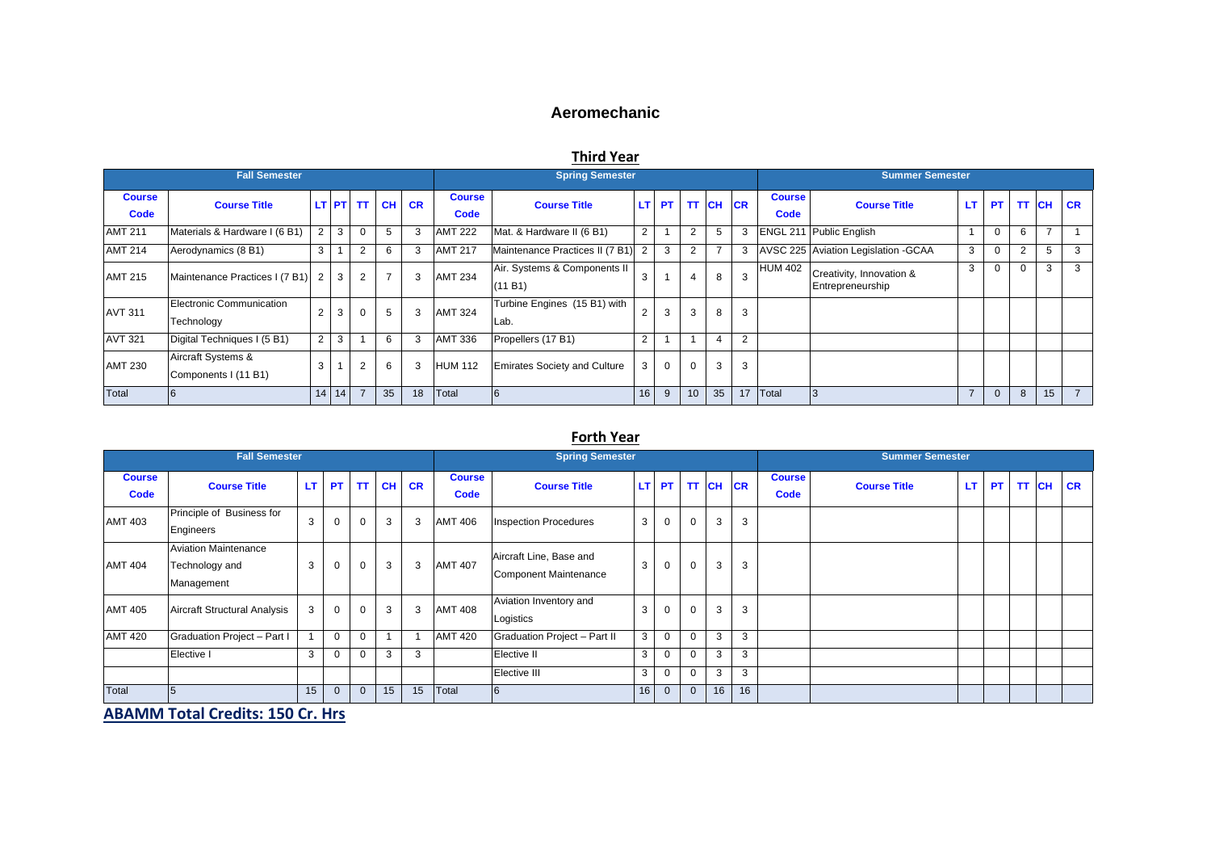# Aeromechanic

## Third Year

| Fall Semester | | | | | | | Spring Semester | | | | | | | Summer Semester | | | | | | |
|---|---|---|---|---|---|---|---|---|---|---|---|---|---|---|---|---|---|---|---|---|
| Course Code | Course Title | LT | PT | TT | CH | CR | Course Code | Course Title | LT | PT | TT | CH | CR | Course Code | Course Title | LT | PT | TT | CH | CR |
| AMT 211 | Materials & Hardware I (6 B1) | 2 | 3 | 0 | 5 | 3 | AMT 222 | Mat. & Hardware II (6 B1) | 2 | 1 | 2 | 5 | 3 | ENGL 211 | Public English | 1 | 0 | 6 | 7 | 1 |
| AMT 214 | Aerodynamics (8 B1) | 3 | 1 | 2 | 6 | 3 | AMT 217 | Maintenance Practices II (7 B1) | 2 | 3 | 2 | 7 | 3 | AVSC 225 | Aviation Legislation -GCAA | 3 | 0 | 2 | 5 | 3 |
| AMT 215 | Maintenance Practices I (7 B1) | 2 | 3 | 2 | 7 | 3 | AMT 234 | Air. Systems & Components II (11 B1) | 3 | 1 | 4 | 8 | 3 | HUM 402 | Creativity, Innovation & Entrepreneurship | 3 | 0 | 0 | 3 | 3 |
| AVT 311 | Electronic Communication Technology | 2 | 3 | 0 | 5 | 3 | AMT 324 | Turbine Engines (15 B1) with Lab. | 2 | 3 | 3 | 8 | 3 | | | | | | | |
| AVT 321 | Digital Techniques I (5 B1) | 2 | 3 | 1 | 6 | 3 | AMT 336 | Propellers (17 B1) | 2 | 1 | 1 | 4 | 2 | | | | | | | |
| AMT 230 | Aircraft Systems & Components I (11 B1) | 3 | 1 | 2 | 6 | 3 | HUM 112 | Emirates Society and Culture | 3 | 0 | 0 | 3 | 3 | | | | | | | |
| Total | 6 | 14 | 14 | 7 | 35 | 18 | Total | 6 | 16 | 9 | 10 | 35 | 17 | Total | 3 | 7 | 0 | 8 | 15 | 7 |

## Forth Year

| Fall Semester | | | | | | | Spring Semester | | | | | | | Summer Semester | | | | | | |
|---|---|---|---|---|---|---|---|---|---|---|---|---|---|---|---|---|---|---|---|---|
| Course Code | Course Title | LT | PT | TT | CH | CR | Course Code | Course Title | LT | PT | TT | CH | CR | Course Code | Course Title | LT | PT | TT | CH | CR |
| AMT 403 | Principle of Business for Engineers | 3 | 0 | 0 | 3 | 3 | AMT 406 | Inspection Procedures | 3 | 0 | 0 | 3 | 3 | | | | | | | |
| AMT 404 | Aviation Maintenance Technology and Management | 3 | 0 | 0 | 3 | 3 | AMT 407 | Aircraft Line, Base and Component Maintenance | 3 | 0 | 0 | 3 | 3 | | | | | | | |
| AMT 405 | Aircraft Structural Analysis | 3 | 0 | 0 | 3 | 3 | AMT 408 | Aviation Inventory and Logistics | 3 | 0 | 0 | 3 | 3 | | | | | | | |
| AMT 420 | Graduation Project – Part I | 1 | 0 | 0 | 1 | 1 | AMT 420 | Graduation Project – Part II | 3 | 0 | 0 | 3 | 3 | | | | | | | |
| | Elective I | 3 | 0 | 0 | 3 | 3 | | Elective II | 3 | 0 | 0 | 3 | 3 | | | | | | | |
| | | | | | | | | Elective III | 3 | 0 | 0 | 3 | 3 | | | | | | | |
| Total | 5 | 15 | 0 | 0 | 15 | 15 | Total | 6 | 16 | 0 | 0 | 16 | 16 | | | | | | | |

**ABAMM Total Credits: 150 Cr. Hrs**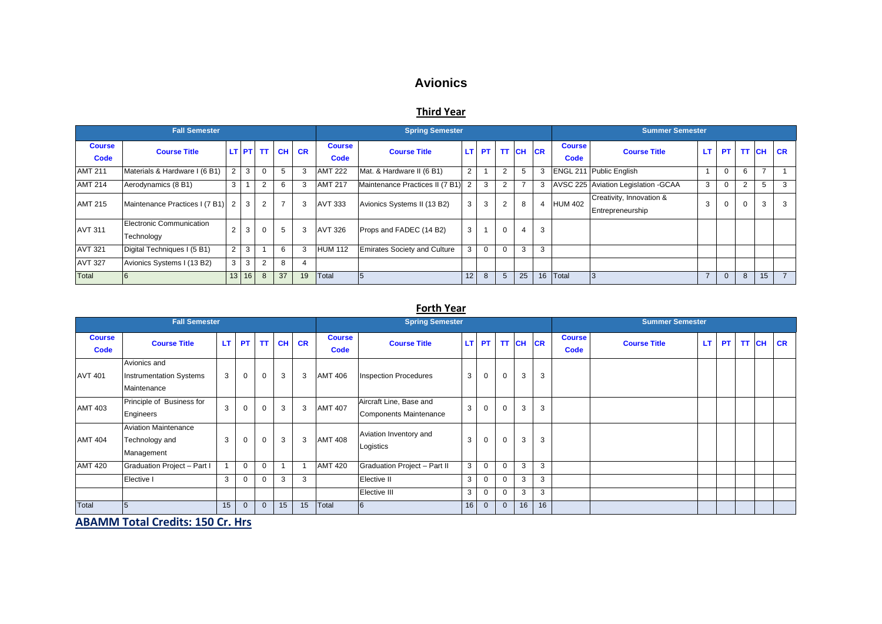# Avionics

## Third Year

| Fall Semester | | | | | | | Spring Semester | | | | | | | Summer Semester | | | | | | |
|---|---|---|---|---|---|---|---|---|---|---|---|---|---|---|---|---|---|---|---|---|
| Course Code | Course Title | LT | PT | TT | CH | CR | Course Code | Course Title | LT | PT | TT | CH | CR | Course Code | Course Title | LT | PT | TT | CH | CR |
| AMT 211 | Materials & Hardware I (6 B1) | 2 | 3 | 0 | 5 | 3 | AMT 222 | Mat. & Hardware II (6 B1) | 2 | 1 | 2 | 5 | 3 | ENGL 211 | Public English | 1 | 0 | 6 | 7 | 1 |
| AMT 214 | Aerodynamics (8 B1) | 3 | 1 | 2 | 6 | 3 | AMT 217 | Maintenance Practices II (7 B1) | 2 | 3 | 2 | 7 | 3 | AVSC 225 | Aviation Legislation -GCAA | 3 | 0 | 2 | 5 | 3 |
| AMT 215 | Maintenance Practices I (7 B1) | 2 | 3 | 2 | 7 | 3 | AVT 333 | Avionics Systems II (13 B2) | 3 | 3 | 2 | 8 | 4 | HUM 402 | Creativity, Innovation & Entrepreneurship | 3 | 0 | 0 | 3 | 3 |
| AVT 311 | Electronic Communication Technology | 2 | 3 | 0 | 5 | 3 | AVT 326 | Props and FADEC (14 B2) | 3 | 1 | 0 | 4 | 3 | | | | | | | |
| AVT 321 | Digital Techniques I (5 B1) | 2 | 3 | 1 | 6 | 3 | HUM 112 | Emirates Society and Culture | 3 | 0 | 0 | 3 | 3 | | | | | | | |
| AVT 327 | Avionics Systems I (13 B2) | 3 | 3 | 2 | 8 | 4 | | | | | | | | | | | | | | |
| Total | 6 | 13 | 16 | 8 | 37 | 19 | Total | 5 | 12 | 8 | 5 | 25 | 16 | Total | 3 | 7 | 0 | 8 | 15 | 7 |

## Forth Year

| Fall Semester | | | | | | | Spring Semester | | | | | | | Summer Semester | | | | | | |
|---|---|---|---|---|---|---|---|---|---|---|---|---|---|---|---|---|---|---|---|---|
| Course Code | Course Title | LT | PT | TT | CH | CR | Course Code | Course Title | LT | PT | TT | CH | CR | Course Code | Course Title | LT | PT | TT | CH | CR |
| AVT 401 | Avionics and Instrumentation Systems Maintenance | 3 | 0 | 0 | 3 | 3 | AMT 406 | Inspection Procedures | 3 | 0 | 0 | 3 | 3 | | | | | | | |
| AMT 403 | Principle of Business for Engineers | 3 | 0 | 0 | 3 | 3 | AMT 407 | Aircraft Line, Base and Components Maintenance | 3 | 0 | 0 | 3 | 3 | | | | | | | |
| AMT 404 | Aviation Maintenance Technology and Management | 3 | 0 | 0 | 3 | 3 | AMT 408 | Aviation Inventory and Logistics | 3 | 0 | 0 | 3 | 3 | | | | | | | |
| AMT 420 | Graduation Project – Part I | 1 | 0 | 0 | 1 | 1 | AMT 420 | Graduation Project – Part II | 3 | 0 | 0 | 3 | 3 | | | | | | | |
| | Elective I | 3 | 0 | 0 | 3 | 3 | | Elective II | 3 | 0 | 0 | 3 | 3 | | | | | | | |
| | | | | | | | | Elective III | 3 | 0 | 0 | 3 | 3 | | | | | | | |
| Total | 5 | 15 | 0 | 0 | 15 | 15 | Total | 6 | 16 | 0 | 0 | 16 | 16 | | | | | | | |

**ABAMM Total Credits: 150 Cr. Hrs**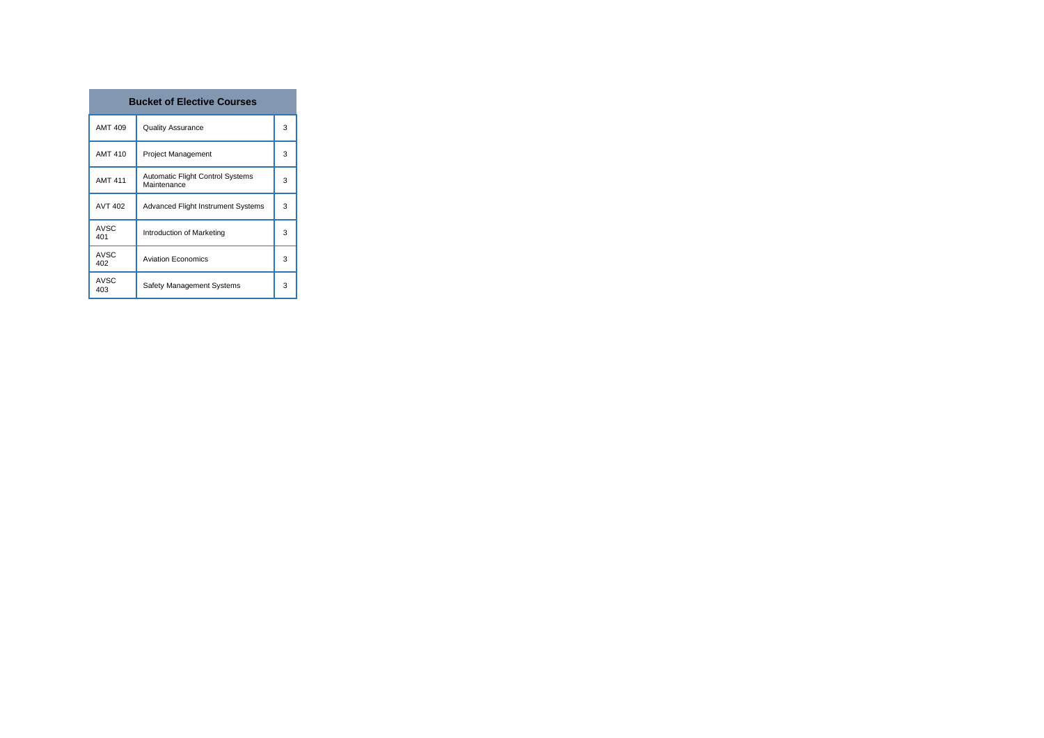| Bucket of Elective Courses | | |
| --- | --- | --- |
| AMT 409 | Quality Assurance | 3 |
| AMT 410 | Project Management | 3 |
| AMT 411 | Automatic Flight Control Systems Maintenance | 3 |
| AVT 402 | Advanced Flight Instrument Systems | 3 |
| AVSC 401 | Introduction of Marketing | 3 |
| AVSC 402 | Aviation Economics | 3 |
| AVSC 403 | Safety Management Systems | 3 |